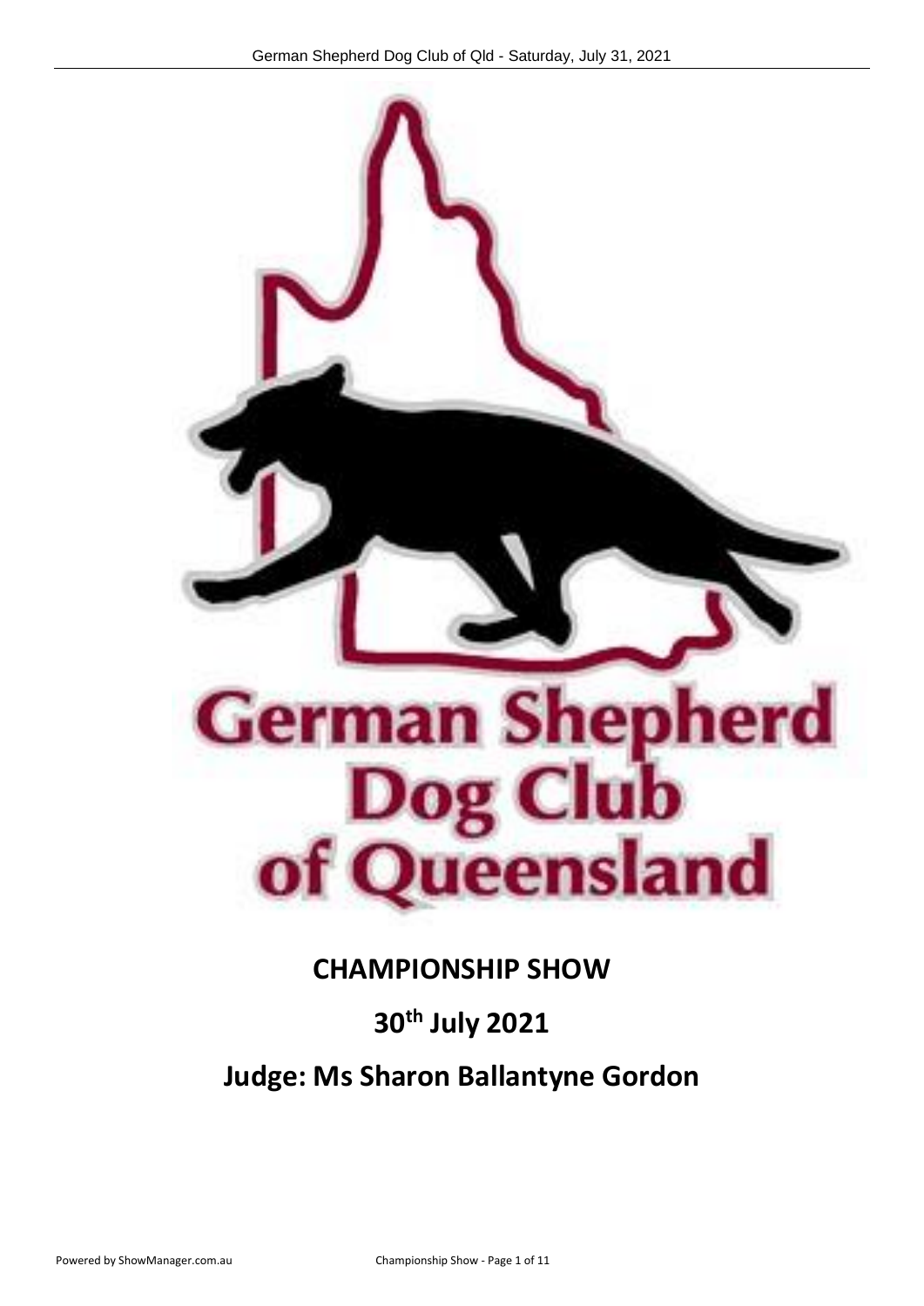# German Shepherd Dog Club of Queensland

## CHAMPIONSHIP SHOW

## 30th July 2021

## Judge: Ms Sharon Ballantyne Gordon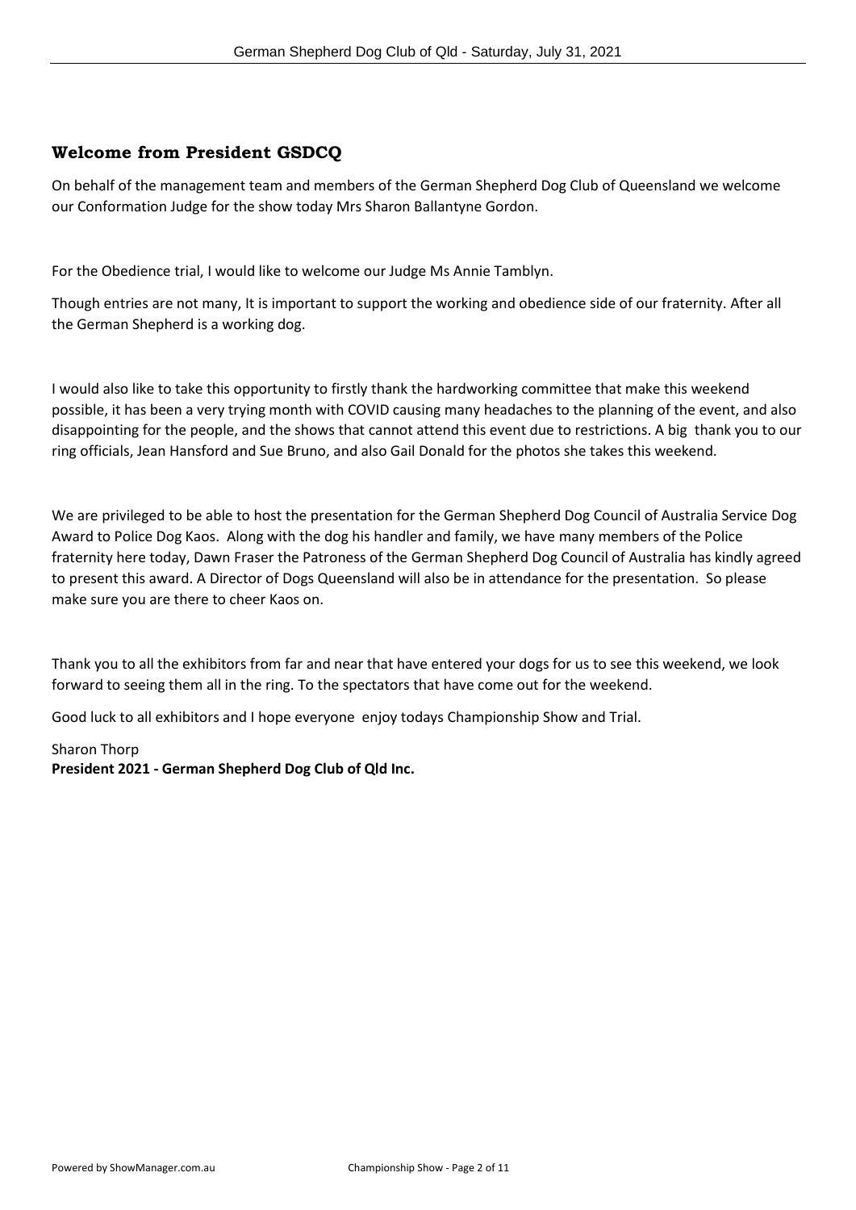## Welcome from President GSDCQ

On behalf of the management team and members of the German Shepherd Dog Club of Queensland we welcome our Conformation Judge for the show today Mrs Sharon Ballantyne Gordon.

For the Obedience trial, I would like to welcome our Judge Ms Annie Tamblyn.

Though entries are not many, It is important to support the working and obedience side of our fraternity. After all the German Shepherd is a working dog.

I would also like to take this opportunity to firstly thank the hardworking committee that make this weekend possible, it has been a very trying month with COVID causing many headaches to the planning of the event, and also disappointing for the people, and the shows that cannot attend this event due to restrictions. A big thank you to our ring officials, Jean Hansford and Sue Bruno, and also Gail Donald for the photos she takes this weekend.

We are privileged to be able to host the presentation for the German Shepherd Dog Council of Australia Service Dog Award to Police Dog Kaos. Along with the dog his handler and family, we have many members of the Police fraternity here today, Dawn Fraser the Patroness of the German Shepherd Dog Council of Australia has kindly agreed to present this award. A Director of Dogs Queensland will also be in attendance for the presentation. So please make sure you are there to cheer Kaos on.

Thank you to all the exhibitors from far and near that have entered your dogs for us to see this weekend, we look forward to seeing them all in the ring. To the spectators that have come out for the weekend.

Good luck to all exhibitors and I hope everyone enjoy todays Championship Show and Trial.

Sharon Thorp  
**President 2021 - German Shepherd Dog Club of Qld Inc.**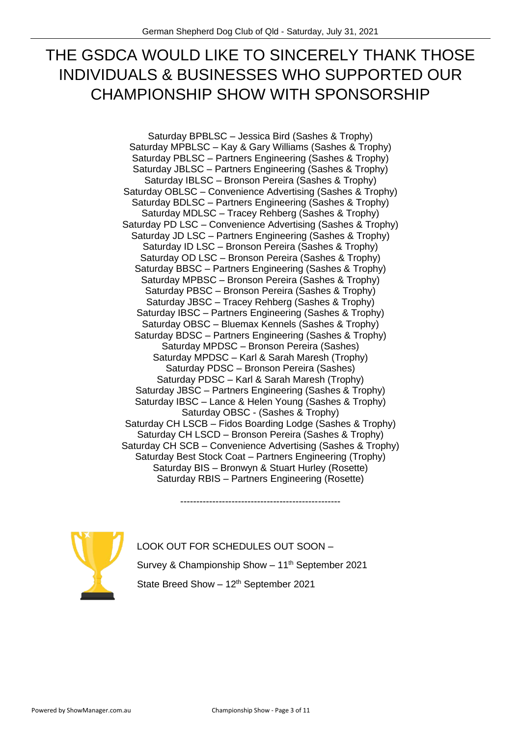# THE GSDCA WOULD LIKE TO SINCERELY THANK THOSE INDIVIDUALS & BUSINESSES WHO SUPPORTED OUR CHAMPIONSHIP SHOW WITH SPONSORSHIP

Saturday BPBLSC – Jessica Bird (Sashes & Trophy)
Saturday MPBLSC – Kay & Gary Williams (Sashes & Trophy)
Saturday PBLSC – Partners Engineering (Sashes & Trophy)
Saturday JBLSC – Partners Engineering (Sashes & Trophy)
Saturday IBLSC – Bronson Pereira (Sashes & Trophy)
Saturday OBLSC – Convenience Advertising (Sashes & Trophy)
Saturday BDLSC – Partners Engineering (Sashes & Trophy)
Saturday MDLSC – Tracey Rehberg (Sashes & Trophy)
Saturday PD LSC – Convenience Advertising (Sashes & Trophy)
Saturday JD LSC – Partners Engineering (Sashes & Trophy)
Saturday ID LSC – Bronson Pereira (Sashes & Trophy)
Saturday OD LSC – Bronson Pereira (Sashes & Trophy)
Saturday BBSC – Partners Engineering (Sashes & Trophy)
Saturday MPBSC – Bronson Pereira (Sashes & Trophy)
Saturday PBSC – Bronson Pereira (Sashes & Trophy)
Saturday JBSC – Tracey Rehberg (Sashes & Trophy)
Saturday IBSC – Partners Engineering (Sashes & Trophy)
Saturday OBSC – Bluemax Kennels (Sashes & Trophy)
Saturday BDSC – Partners Engineering (Sashes & Trophy)
Saturday MPDSC – Bronson Pereira (Sashes)
Saturday MPDSC – Karl & Sarah Maresh (Trophy)
Saturday PDSC – Bronson Pereira (Sashes)
Saturday PDSC – Karl & Sarah Maresh (Trophy)
Saturday JBSC – Partners Engineering (Sashes & Trophy)
Saturday IBSC – Lance & Helen Young (Sashes & Trophy)
Saturday OBSC - (Sashes & Trophy)
Saturday CH LSCB – Fidos Boarding Lodge (Sashes & Trophy)
Saturday CH LSCD – Bronson Pereira (Sashes & Trophy)
Saturday CH SCB – Convenience Advertising (Sashes & Trophy)
Saturday Best Stock Coat – Partners Engineering (Trophy)
Saturday BIS – Bronwyn & Stuart Hurley (Rosette)
Saturday RBIS – Partners Engineering (Rosette)

---

LOOK OUT FOR SCHEDULES OUT SOON –

Survey & Championship Show – 11th September 2021

State Breed Show – 12th September 2021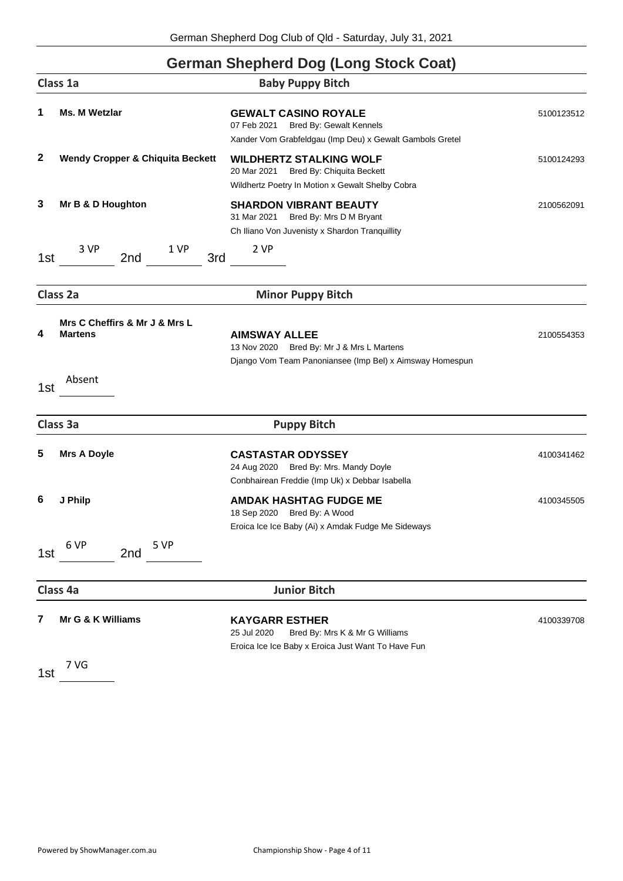# German Shepherd Dog (Long Stock Coat)

## Class 1a — Baby Puppy Bitch

**1** **Ms. M Wetzlar**

**GEWALT CASINO ROYALE** — 5100123512
07 Feb 2021 Bred By: Gewalt Kennels
Xander Vom Grabfeldgau (Imp Deu) x Gewalt Gambols Gretel

**2** **Wendy Cropper & Chiquita Beckett**

**WILDHERTZ STALKING WOLF** — 5100124293
20 Mar 2021 Bred By: Chiquita Beckett
Wildhertz Poetry In Motion x Gewalt Shelby Cobra

**3** **Mr B & D Houghton**

**SHARDON VIBRANT BEAUTY** — 2100562091
31 Mar 2021 Bred By: Mrs D M Bryant
Ch Iliano Von Juvenisty x Shardon Tranquillity

1st 3 VP 2nd 1 VP 3rd 2 VP

## Class 2a — Minor Puppy Bitch

**4** **Mrs C Cheffirs & Mr J & Mrs L Martens**

**AIMSWAY ALLEE** — 2100554353
13 Nov 2020 Bred By: Mr J & Mrs L Martens
Django Vom Team Panoniansee (Imp Bel) x Aimsway Homespun

1st Absent

## Class 3a — Puppy Bitch

**5** **Mrs A Doyle**

**CASTASTAR ODYSSEY** — 4100341462
24 Aug 2020 Bred By: Mrs. Mandy Doyle
Conbhairean Freddie (Imp Uk) x Debbar Isabella

**6** **J Philp**

**AMDAK HASHTAG FUDGE ME** — 4100345505
18 Sep 2020 Bred By: A Wood
Eroica Ice Ice Baby (Ai) x Amdak Fudge Me Sideways

1st 6 VP 2nd 5 VP

## Class 4a — Junior Bitch

**7** **Mr G & K Williams**

**KAYGARR ESTHER** — 4100339708
25 Jul 2020 Bred By: Mrs K & Mr G Williams
Eroica Ice Ice Baby x Eroica Just Want To Have Fun

1st 7 VG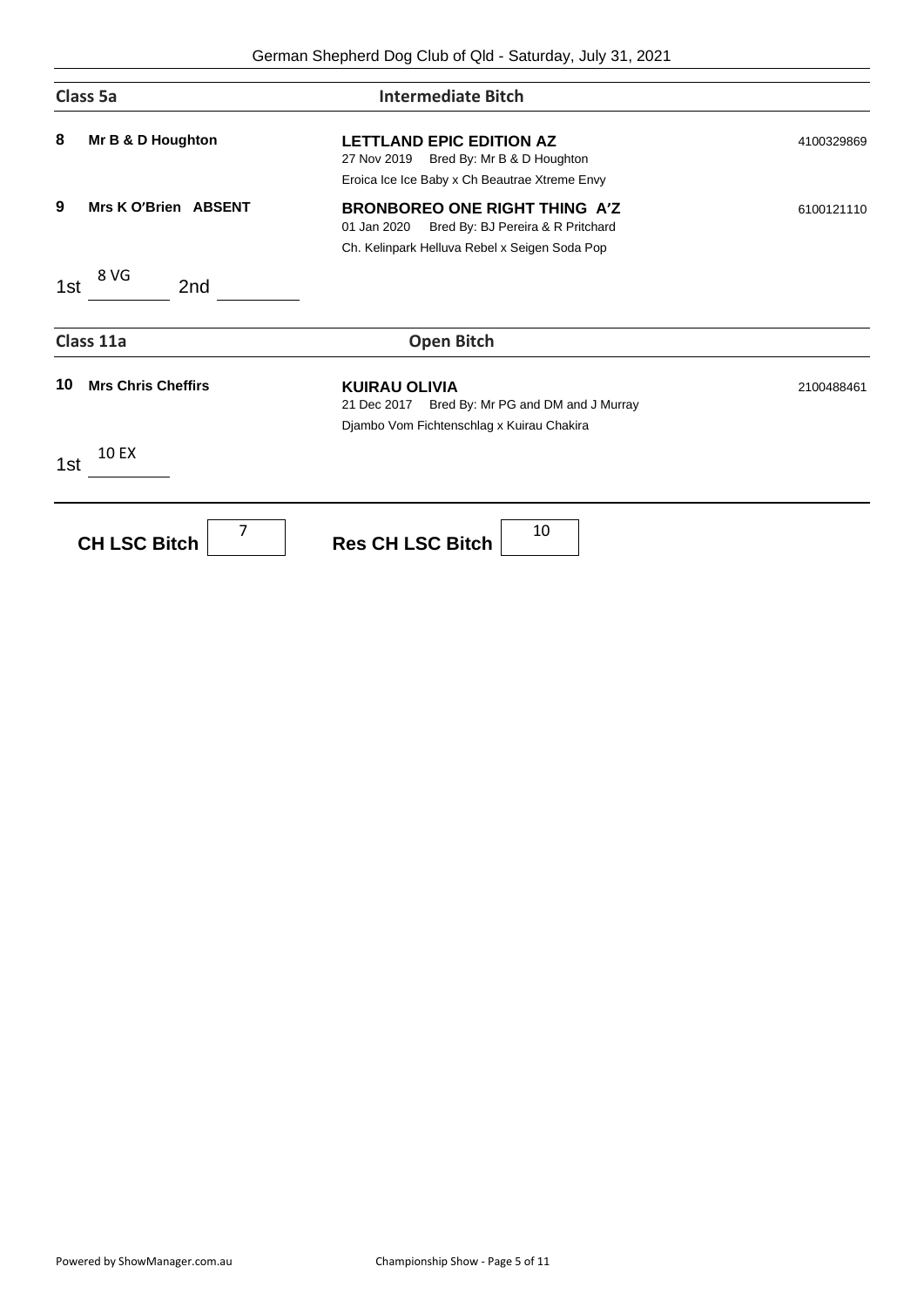## Class 5a — Intermediate Bitch

**8** **Mr B & D Houghton**
**LETTLAND EPIC EDITION AZ** — 4100329869
27 Nov 2019 Bred By: Mr B & D Houghton
Eroica Ice Ice Baby x Ch Beautrae Xtreme Envy

**9** **Mrs K O'Brien ABSENT**
**BRONBOREO ONE RIGHT THING A'Z** — 6100121110
01 Jan 2020 Bred By: BJ Pereira & R Pritchard
Ch. Kelinpark Helluva Rebel x Seigen Soda Pop

1st 8 VG 2nd ______

## Class 11a — Open Bitch

**10** **Mrs Chris Cheffirs**
**KUIRAU OLIVIA** — 2100488461
21 Dec 2017 Bred By: Mr PG and DM and J Murray
Djambo Vom Fichtenschlag x Kuirau Chakira

1st 10 EX

**CH LSC Bitch** 7 **Res CH LSC Bitch** 10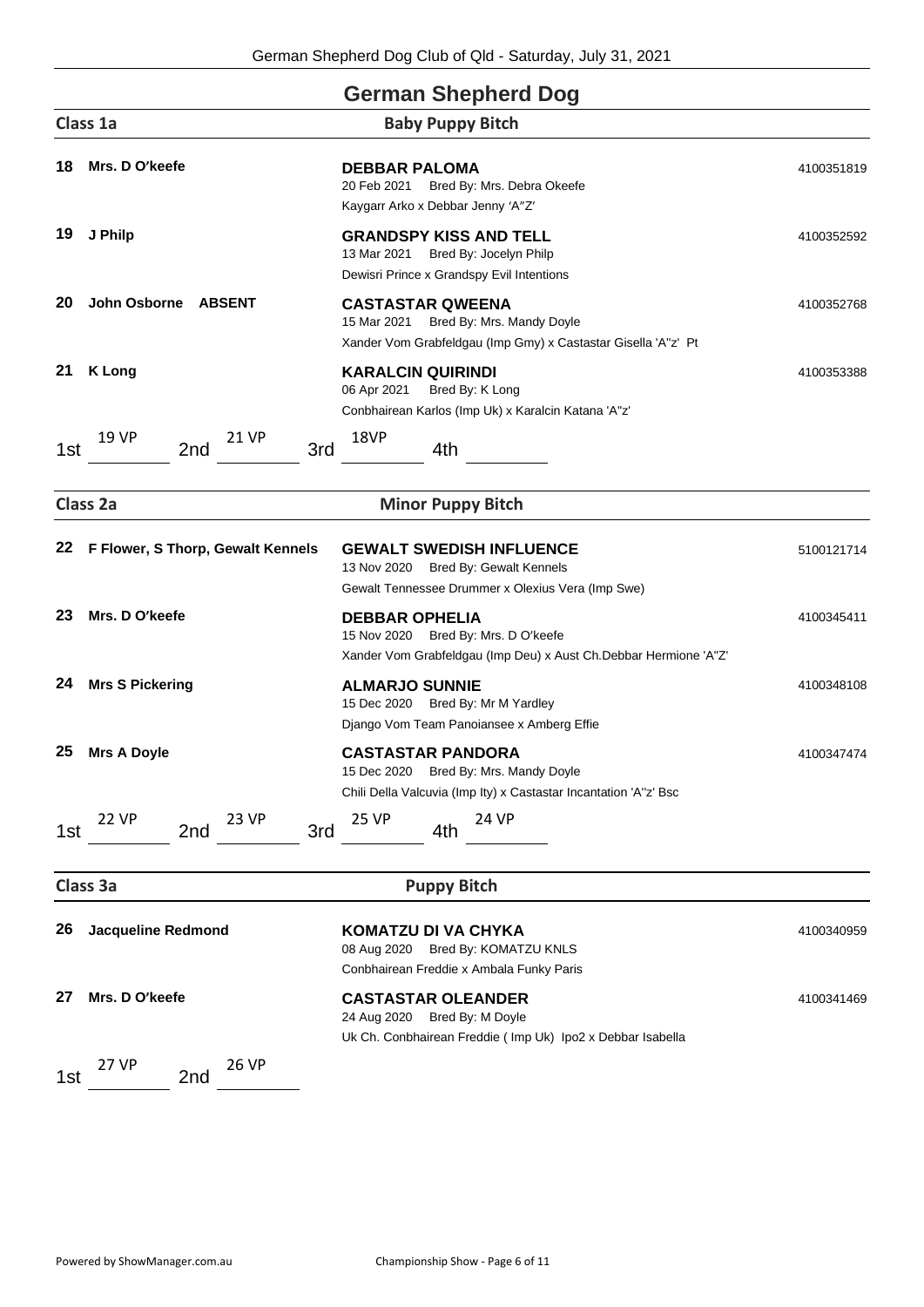# German Shepherd Dog

## Class 1a — Baby Puppy Bitch

**18 Mrs. D O'keefe**
**DEBBAR PALOMA** — 4100351819
20 Feb 2021 Bred By: Mrs. Debra Okeefe
Kaygarr Arko x Debbar Jenny 'A"Z'

**19 J Philp**
**GRANDSPY KISS AND TELL** — 4100352592
13 Mar 2021 Bred By: Jocelyn Philp
Dewisri Prince x Grandspy Evil Intentions

**20 John Osborne ABSENT**
**CASTASTAR QWEENA** — 4100352768
15 Mar 2021 Bred By: Mrs. Mandy Doyle
Xander Vom Grabfeldgau (Imp Gmy) x Castastar Gisella 'A"z' Pt

**21 K Long**
**KARALCIN QUIRINDI** — 4100353388
06 Apr 2021 Bred By: K Long
Conbhairean Karlos (Imp Uk) x Karalcin Katana 'A"z'

1st 19 VP 2nd 21 VP 3rd 18VP 4th

## Class 2a — Minor Puppy Bitch

**22 F Flower, S Thorp, Gewalt Kennels**
**GEWALT SWEDISH INFLUENCE** — 5100121714
13 Nov 2020 Bred By: Gewalt Kennels
Gewalt Tennessee Drummer x Olexius Vera (Imp Swe)

**23 Mrs. D O'keefe**
**DEBBAR OPHELIA** — 4100345411
15 Nov 2020 Bred By: Mrs. D O'keefe
Xander Vom Grabfeldgau (Imp Deu) x Aust Ch.Debbar Hermione 'A"Z'

**24 Mrs S Pickering**
**ALMARJO SUNNIE** — 4100348108
15 Dec 2020 Bred By: Mr M Yardley
Django Vom Team Panoiansee x Amberg Effie

**25 Mrs A Doyle**
**CASTASTAR PANDORA** — 4100347474
15 Dec 2020 Bred By: Mrs. Mandy Doyle
Chili Della Valcuvia (Imp Ity) x Castastar Incantation 'A"z' Bsc

1st 22 VP 2nd 23 VP 3rd 25 VP 4th 24 VP

## Class 3a — Puppy Bitch

**26 Jacqueline Redmond**
**KOMATZU DI VA CHYKA** — 4100340959
08 Aug 2020 Bred By: KOMATZU KNLS
Conbhairean Freddie x Ambala Funky Paris

**27 Mrs. D O'keefe**
**CASTASTAR OLEANDER** — 4100341469
24 Aug 2020 Bred By: M Doyle
Uk Ch. Conbhairean Freddie ( Imp Uk) Ipo2 x Debbar Isabella

1st 27 VP 2nd 26 VP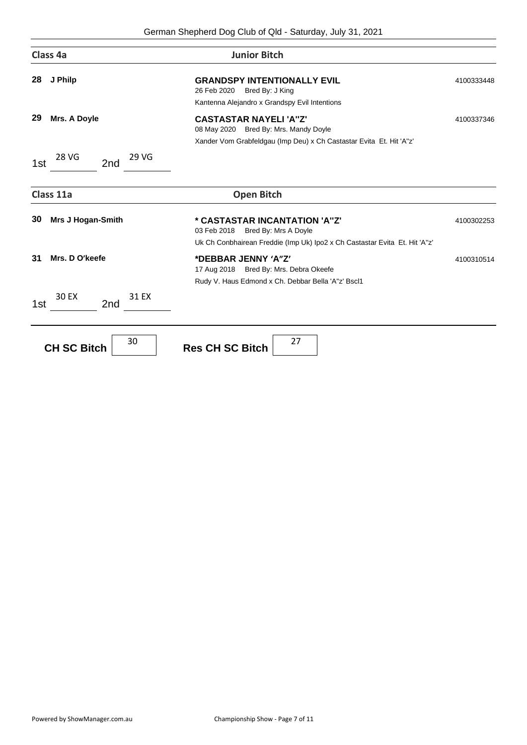## Class 4a — Junior Bitch

**28 J Philp**
**GRANDSPY INTENTIONALLY EVIL** — 4100333448
26 Feb 2020 Bred By: J King
Kantenna Alejandro x Grandspy Evil Intentions

**29 Mrs. A Doyle**
**CASTASTAR NAYELI 'A''Z'** — 4100337346
08 May 2020 Bred By: Mrs. Mandy Doyle
Xander Vom Grabfeldgau (Imp Deu) x Ch Castastar Evita Et. Hit 'A''z'

1st 28 VG 2nd 29 VG

## Class 11a — Open Bitch

**30 Mrs J Hogan-Smith**
*** CASTASTAR INCANTATION 'A''Z'** — 4100302253
03 Feb 2018 Bred By: Mrs A Doyle
Uk Ch Conbhairean Freddie (Imp Uk) Ipo2 x Ch Castastar Evita Et. Hit 'A''z'

**31 Mrs. D O'keefe**
***DEBBAR JENNY 'A"Z'** — 4100310514
17 Aug 2018 Bred By: Mrs. Debra Okeefe
Rudy V. Haus Edmond x Ch. Debbar Bella 'A''z' Bscl1

1st 30 EX 2nd 31 EX

**CH SC Bitch** 30 **Res CH SC Bitch** 27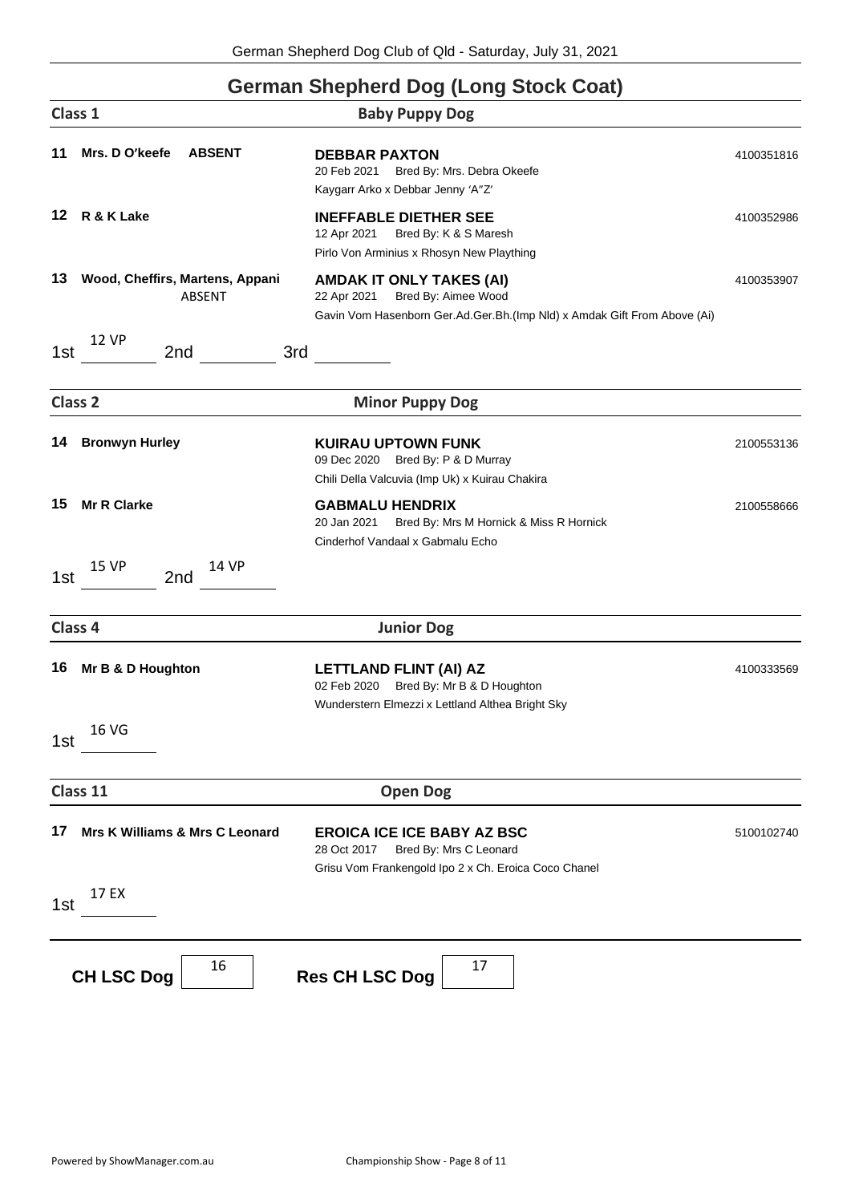# German Shepherd Dog (Long Stock Coat)

## Class 1 — Baby Puppy Dog

**11** **Mrs. D O'keefe** **ABSENT**
**DEBBAR PAXTON** — 4100351816
20 Feb 2021 Bred By: Mrs. Debra Okeefe
Kaygarr Arko x Debbar Jenny 'A"Z'

**12** **R & K Lake**
**INEFFABLE DIETHER SEE** — 4100352986
12 Apr 2021 Bred By: K & S Maresh
Pirlo Von Arminius x Rhosyn New Plaything

**13** **Wood, Cheffirs, Martens, Appani** ABSENT
**AMDAK IT ONLY TAKES (AI)** — 4100353907
22 Apr 2021 Bred By: Aimee Wood
Gavin Vom Hasenborn Ger.Ad.Ger.Bh.(Imp Nld) x Amdak Gift From Above (Ai)

1st 12 VP 2nd ______ 3rd ______

## Class 2 — Minor Puppy Dog

**14** **Bronwyn Hurley**
**KUIRAU UPTOWN FUNK** — 2100553136
09 Dec 2020 Bred By: P & D Murray
Chili Della Valcuvia (Imp Uk) x Kuirau Chakira

**15** **Mr R Clarke**
**GABMALU HENDRIX** — 2100558666
20 Jan 2021 Bred By: Mrs M Hornick & Miss R Hornick
Cinderhof Vandaal x Gabmalu Echo

1st 15 VP 2nd 14 VP

## Class 4 — Junior Dog

**16** **Mr B & D Houghton**
**LETTLAND FLINT (AI) AZ** — 4100333569
02 Feb 2020 Bred By: Mr B & D Houghton
Wunderstern Elmezzi x Lettland Althea Bright Sky

1st 16 VG

## Class 11 — Open Dog

**17** **Mrs K Williams & Mrs C Leonard**
**EROICA ICE ICE BABY AZ BSC** — 5100102740
28 Oct 2017 Bred By: Mrs C Leonard
Grisu Vom Frankengold Ipo 2 x Ch. Eroica Coco Chanel

1st 17 EX

**CH LSC Dog** 16 **Res CH LSC Dog** 17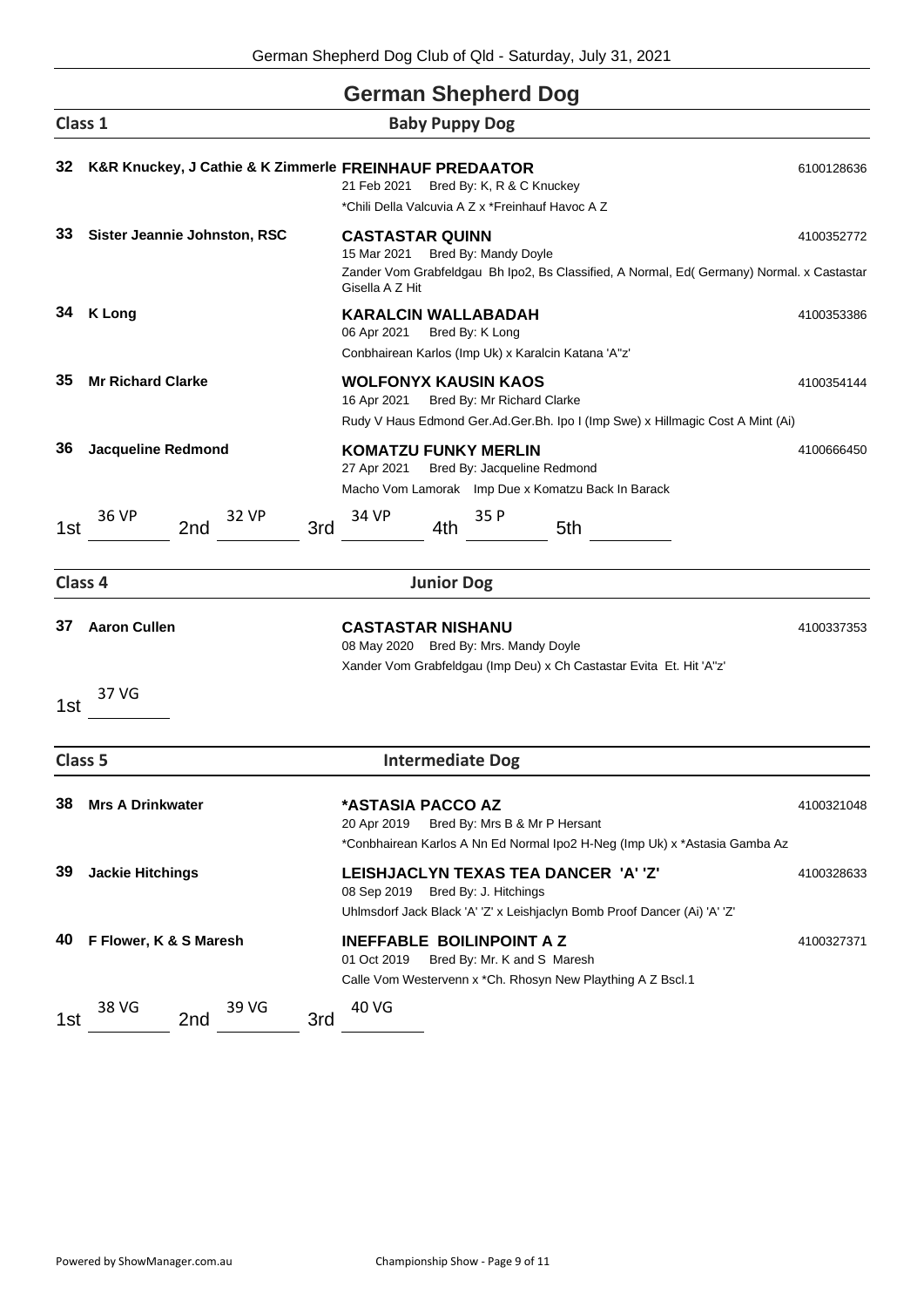# German Shepherd Dog

## Class 1 — Baby Puppy Dog

**32** **K&R Knuckey, J Cathie & K Zimmerle** **FREINHAUF PREDAATOR** 6100128636
21 Feb 2021 Bred By: K, R & C Knuckey
*Chili Della Valcuvia A Z x *Freinhauf Havoc A Z

**33** **Sister Jeannie Johnston, RSC** **CASTASTAR QUINN** 4100352772
15 Mar 2021 Bred By: Mandy Doyle
Zander Vom Grabfeldgau Bh Ipo2, Bs Classified, A Normal, Ed( Germany) Normal. x Castastar Gisella A Z Hit

**34** **K Long** **KARALCIN WALLABADAH** 4100353386
06 Apr 2021 Bred By: K Long
Conbhairean Karlos (Imp Uk) x Karalcin Katana 'A''z'

**35** **Mr Richard Clarke** **WOLFONYX KAUSIN KAOS** 4100354144
16 Apr 2021 Bred By: Mr Richard Clarke
Rudy V Haus Edmond Ger.Ad.Ger.Bh. Ipo I (Imp Swe) x Hillmagic Cost A Mint (Ai)

**36** **Jacqueline Redmond** **KOMATZU FUNKY MERLIN** 4100666450
27 Apr 2021 Bred By: Jacqueline Redmond
Macho Vom Lamorak Imp Due x Komatzu Back In Barack

1st 36 VP 2nd 32 VP 3rd 34 VP 4th 35 P 5th

## Class 4 — Junior Dog

**37** **Aaron Cullen** **CASTASTAR NISHANU** 4100337353
08 May 2020 Bred By: Mrs. Mandy Doyle
Xander Vom Grabfeldgau (Imp Deu) x Ch Castastar Evita Et. Hit 'A''z'

1st 37 VG

## Class 5 — Intermediate Dog

**38** **Mrs A Drinkwater** ***ASTASIA PACCO AZ** 4100321048
20 Apr 2019 Bred By: Mrs B & Mr P Hersant
*Conbhairean Karlos A Nn Ed Normal Ipo2 H-Neg (Imp Uk) x *Astasia Gamba Az

**39** **Jackie Hitchings** **LEISHJACLYN TEXAS TEA DANCER 'A' 'Z'** 4100328633
08 Sep 2019 Bred By: J. Hitchings
Uhlmsdorf Jack Black 'A' 'Z' x Leishjaclyn Bomb Proof Dancer (Ai) 'A' 'Z'

**40** **F Flower, K & S Maresh** **INEFFABLE BOILINPOINT A Z** 4100327371
01 Oct 2019 Bred By: Mr. K and S Maresh
Calle Vom Westervenn x *Ch. Rhosyn New Plaything A Z Bscl.1

1st 38 VG 2nd 39 VG 3rd 40 VG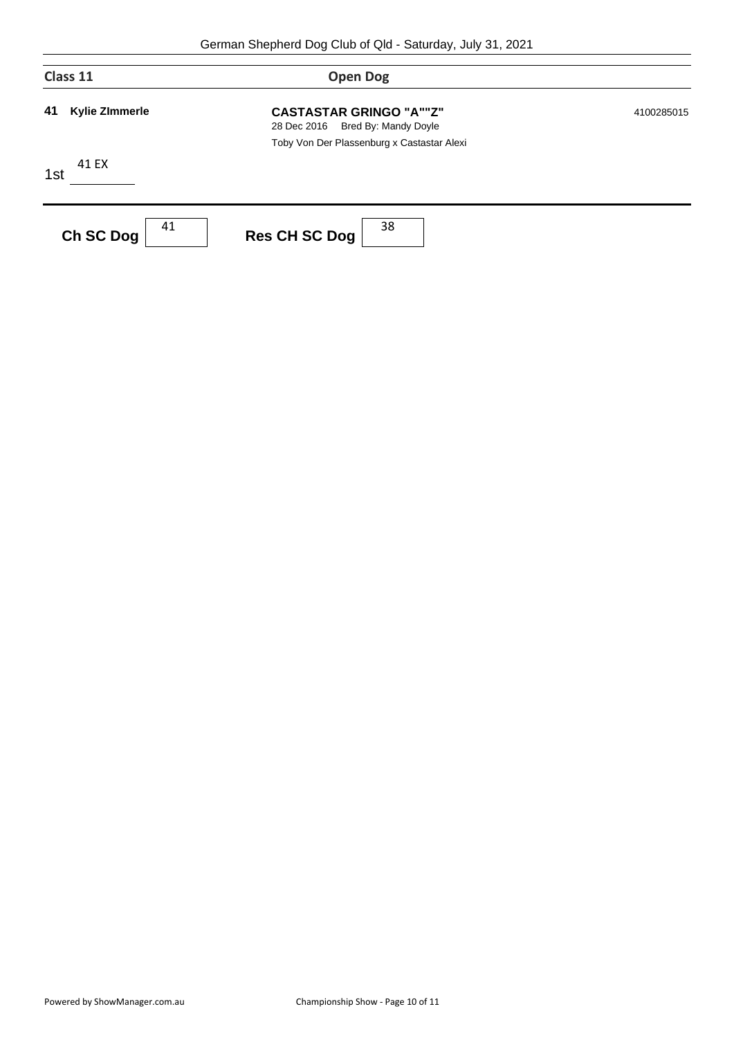## Class 11 — Open Dog

**41** **Kylie ZImmerle** — **CASTASTAR GRINGO "A""Z"** — 4100285015
28 Dec 2016 Bred By: Mandy Doyle
Toby Von Der Plassenburg x Castastar Alexi

1st 41 EX

**Ch SC Dog** 41 **Res CH SC Dog** 38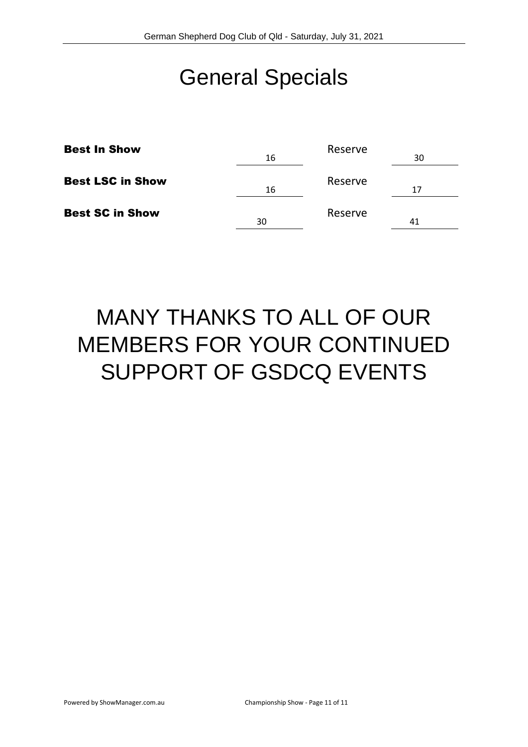# General Specials

| | | | |
|---|---|---|---|
| **Best In Show** | 16 | Reserve | 30 |
| **Best LSC in Show** | 16 | Reserve | 17 |
| **Best SC in Show** | 30 | Reserve | 41 |

# MANY THANKS TO ALL OF OUR MEMBERS FOR YOUR CONTINUED SUPPORT OF GSDCQ EVENTS